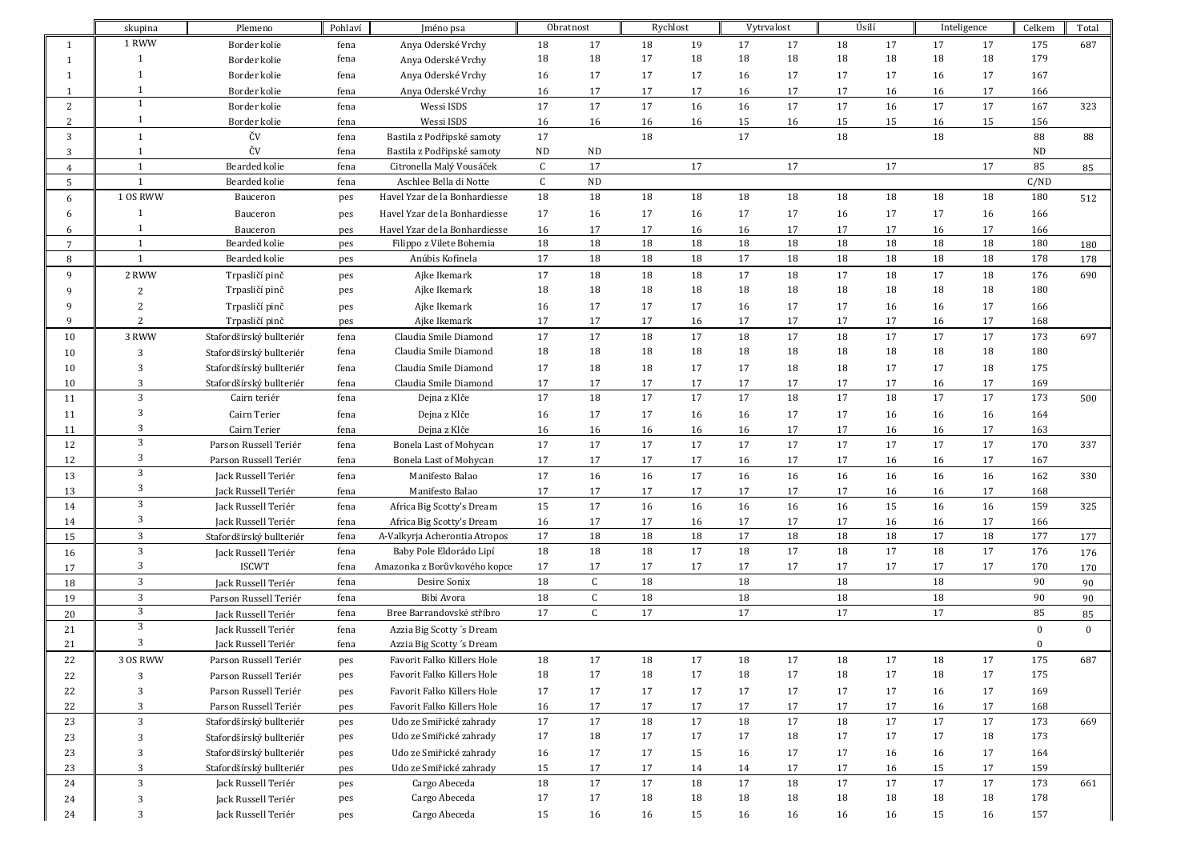| | skupina | Plemeno | Pohlaví | Jméno psa | Obratnost | | Rychlost | | Vytrvalost | | Úsilí | | Inteligence | | Celkem | Total |
|---|---|---|---|---|---|---|---|---|---|---|---|---|---|---|---|---|
| 1 | 1 RWW | Border kolie | fena | Anya Oderské Vrchy | 18 | 17 | 18 | 19 | 17 | 17 | 18 | 17 | 17 | 17 | 175 | 687 |
| 1 | 1 | Border kolie | fena | Anya Oderské Vrchy | 18 | 18 | 17 | 18 | 18 | 18 | 18 | 18 | 18 | 18 | 179 | |
| 1 | 1 | Border kolie | fena | Anya Oderské Vrchy | 16 | 17 | 17 | 17 | 16 | 17 | 17 | 17 | 16 | 17 | 167 | |
| 1 | 1 | Border kolie | fena | Anya Oderské Vrchy | 16 | 17 | 17 | 17 | 16 | 17 | 17 | 16 | 16 | 17 | 166 | |
| 2 | 1 | Border kolie | fena | Wessi ISDS | 17 | 17 | 17 | 16 | 16 | 17 | 17 | 16 | 17 | 17 | 167 | 323 |
| 2 | 1 | Border kolie | fena | Wessi ISDS | 16 | 16 | 16 | 16 | 15 | 16 | 15 | 15 | 16 | 15 | 156 | |
| 3 | 1 | ČV | fena | Bastila z Podřipské samoty | 17 | | 18 | | 17 | | 18 | | 18 | | 88 | 88 |
| 3 | 1 | ČV | fena | Bastila z Podřipské samoty | ND | ND | | | | | | | | | ND | |
| 4 | 1 | Bearded kolie | fena | Citronella Malý Vousáček | C | 17 | | 17 | | 17 | | 17 | | 17 | 85 | 85 |
| 5 | 1 | Bearded kolie | fena | Aschlee Bella di Notte | C | ND | | | | | | | | | C/ND | |
| 6 | 1 OS RWW | Bauceron | pes | Havel Yzar de la Bonhardiesse | 18 | 18 | 18 | 18 | 18 | 18 | 18 | 18 | 18 | 18 | 180 | 512 |
| 6 | 1 | Bauceron | pes | Havel Yzar de la Bonhardiesse | 17 | 16 | 17 | 16 | 17 | 17 | 16 | 17 | 17 | 16 | 166 | |
| 6 | 1 | Bauceron | pes | Havel Yzar de la Bonhardiesse | 16 | 17 | 17 | 16 | 16 | 17 | 17 | 17 | 16 | 17 | 166 | |
| 7 | 1 | Bearded kolie | pes | Filippo z Vilete Bohemia | 18 | 18 | 18 | 18 | 18 | 18 | 18 | 18 | 18 | 18 | 180 | 180 |
| 8 | 1 | Bearded kolie | pes | Anúbis Kofinela | 17 | 18 | 18 | 18 | 17 | 18 | 18 | 18 | 18 | 18 | 178 | 178 |
| 9 | 2 RWW | Trpasličí pinč | pes | Ajke Ikemark | 17 | 18 | 18 | 18 | 17 | 18 | 17 | 18 | 17 | 18 | 176 | 690 |
| 9 | 2 | Trpasličí pinč | pes | Ajke Ikemark | 18 | 18 | 18 | 18 | 18 | 18 | 18 | 18 | 18 | 18 | 180 | |
| 9 | 2 | Trpasličí pinč | pes | Ajke Ikemark | 16 | 17 | 17 | 17 | 16 | 17 | 17 | 16 | 16 | 17 | 166 | |
| 9 | 2 | Trpasličí pinč | pes | Ajke Ikemark | 17 | 17 | 17 | 16 | 17 | 17 | 17 | 17 | 16 | 17 | 168 | |
| 10 | 3 RWW | Stafordšírský bullteriér | fena | Claudia Smile Diamond | 17 | 17 | 18 | 17 | 18 | 17 | 18 | 17 | 17 | 17 | 173 | 697 |
| 10 | 3 | Stafordšírský bullteriér | fena | Claudia Smile Diamond | 18 | 18 | 18 | 18 | 18 | 18 | 18 | 18 | 18 | 18 | 180 | |
| 10 | 3 | Stafordšírský bullteriér | fena | Claudia Smile Diamond | 17 | 18 | 18 | 17 | 17 | 18 | 18 | 17 | 17 | 18 | 175 | |
| 10 | 3 | Stafordšírský bullteriér | fena | Claudia Smile Diamond | 17 | 17 | 17 | 17 | 17 | 17 | 17 | 17 | 16 | 17 | 169 | |
| 11 | 3 | Cairn teriér | fena | Dejna z Klče | 17 | 18 | 17 | 17 | 17 | 18 | 17 | 18 | 17 | 17 | 173 | 500 |
| 11 | 3 | Cairn Terier | fena | Dejna z Klče | 16 | 17 | 17 | 16 | 16 | 17 | 17 | 16 | 16 | 16 | 164 | |
| 11 | 3 | Cairn Terier | fena | Dejna z Klče | 16 | 16 | 16 | 16 | 16 | 17 | 17 | 16 | 16 | 17 | 163 | |
| 12 | 3 | Parson Russell Teriér | fena | Bonela Last of Mohycan | 17 | 17 | 17 | 17 | 17 | 17 | 17 | 17 | 17 | 17 | 170 | 337 |
| 12 | 3 | Parson Russell Teriér | fena | Bonela Last of Mohycan | 17 | 17 | 17 | 17 | 16 | 17 | 17 | 16 | 16 | 17 | 167 | |
| 13 | 3 | Jack Russell Teriér | fena | Manifesto Balao | 17 | 16 | 16 | 17 | 16 | 16 | 16 | 16 | 16 | 16 | 162 | 330 |
| 13 | 3 | Jack Russell Teriér | fena | Manifesto Balao | 17 | 17 | 17 | 17 | 17 | 17 | 17 | 16 | 16 | 17 | 168 | |
| 14 | 3 | Jack Russell Teriér | fena | Africa Big Scotty's Dream | 15 | 17 | 16 | 16 | 16 | 16 | 16 | 15 | 16 | 16 | 159 | 325 |
| 14 | 3 | Jack Russell Teriér | fena | Africa Big Scotty's Dream | 16 | 17 | 17 | 16 | 17 | 17 | 17 | 17 | 16 | 17 | 166 | |
| 15 | 3 | Stafordšírský bullteriér | fena | A-Valkyrja Acherontia Atropos | 17 | 18 | 18 | 18 | 17 | 18 | 18 | 18 | 17 | 18 | 177 | 177 |
| 16 | 3 | Jack Russell Teriér | fena | Baby Pole Eldorádo Lipí | 18 | 18 | 18 | 17 | 18 | 17 | 18 | 17 | 18 | 17 | 176 | 176 |
| 17 | 3 | ISCWT | fena | Amazonka z Borůvkového kopce | 17 | 17 | 17 | 17 | 17 | 17 | 17 | 17 | 17 | 17 | 170 | 170 |
| 18 | 3 | Jack Russell Teriér | fena | Desire Sonix | 18 | C | 18 | | 18 | | 18 | | 18 | | 90 | 90 |
| 19 | 3 | Parson Russell Teriér | fena | Bibi Avora | 18 | C | 18 | | 18 | | 18 | | 18 | | 90 | 90 |
| 20 | 3 | Jack Russell Teriér | fena | Bree Barrandovské stříbro | 17 | C | 17 | | 17 | | 17 | | 17 | | 85 | 85 |
| 21 | 3 | Jack Russell Teriér | fena | Azzia Big Scotty´s Dream | | | | | | | | | | | 0 | 0 |
| 21 | 3 | Jack Russell Teriér | fena | Azzia Big Scotty´s Dream | | | | | | | | | | | 0 | |
| 22 | 3 OS RWW | Parson Russell Teriér | pes | Favorit Falko Killers Hole | 18 | 17 | 18 | 17 | 18 | 17 | 18 | 17 | 18 | 17 | 175 | 687 |
| 22 | 3 | Parson Russell Teriér | pes | Favorit Falko Killers Hole | 18 | 17 | 18 | 17 | 18 | 17 | 18 | 17 | 18 | 17 | 175 | |
| 22 | 3 | Parson Russell Teriér | pes | Favorit Falko Killers Hole | 17 | 17 | 17 | 17 | 17 | 17 | 17 | 17 | 16 | 17 | 169 | |
| 22 | 3 | Parson Russell Teriér | pes | Favorit Falko Killers Hole | 16 | 17 | 17 | 17 | 17 | 17 | 17 | 17 | 16 | 17 | 168 | |
| 23 | 3 | Stafordšírský bullteriér | pes | Udo ze Smiřické zahrady | 17 | 17 | 18 | 17 | 18 | 17 | 18 | 17 | 17 | 17 | 173 | 669 |
| 23 | 3 | Stafordšírský bullteriér | pes | Udo ze Smiřické zahrady | 17 | 18 | 17 | 17 | 17 | 18 | 17 | 17 | 17 | 18 | 173 | |
| 23 | 3 | Stafordšírský bullteriér | pes | Udo ze Smiřické zahrady | 16 | 17 | 17 | 15 | 16 | 17 | 17 | 16 | 16 | 17 | 164 | |
| 23 | 3 | Stafordšírský bullteriér | pes | Udo ze Smiřické zahrady | 15 | 17 | 17 | 14 | 14 | 17 | 17 | 16 | 15 | 17 | 159 | |
| 24 | 3 | Jack Russell Teriér | pes | Cargo Abeceda | 18 | 17 | 17 | 18 | 17 | 18 | 17 | 17 | 17 | 17 | 173 | 661 |
| 24 | 3 | Jack Russell Teriér | pes | Cargo Abeceda | 17 | 17 | 18 | 18 | 18 | 18 | 18 | 18 | 18 | 18 | 178 | |
| 24 | 3 | Jack Russell Teriér | pes | Cargo Abeceda | 15 | 16 | 16 | 15 | 16 | 16 | 16 | 16 | 15 | 16 | 157 | |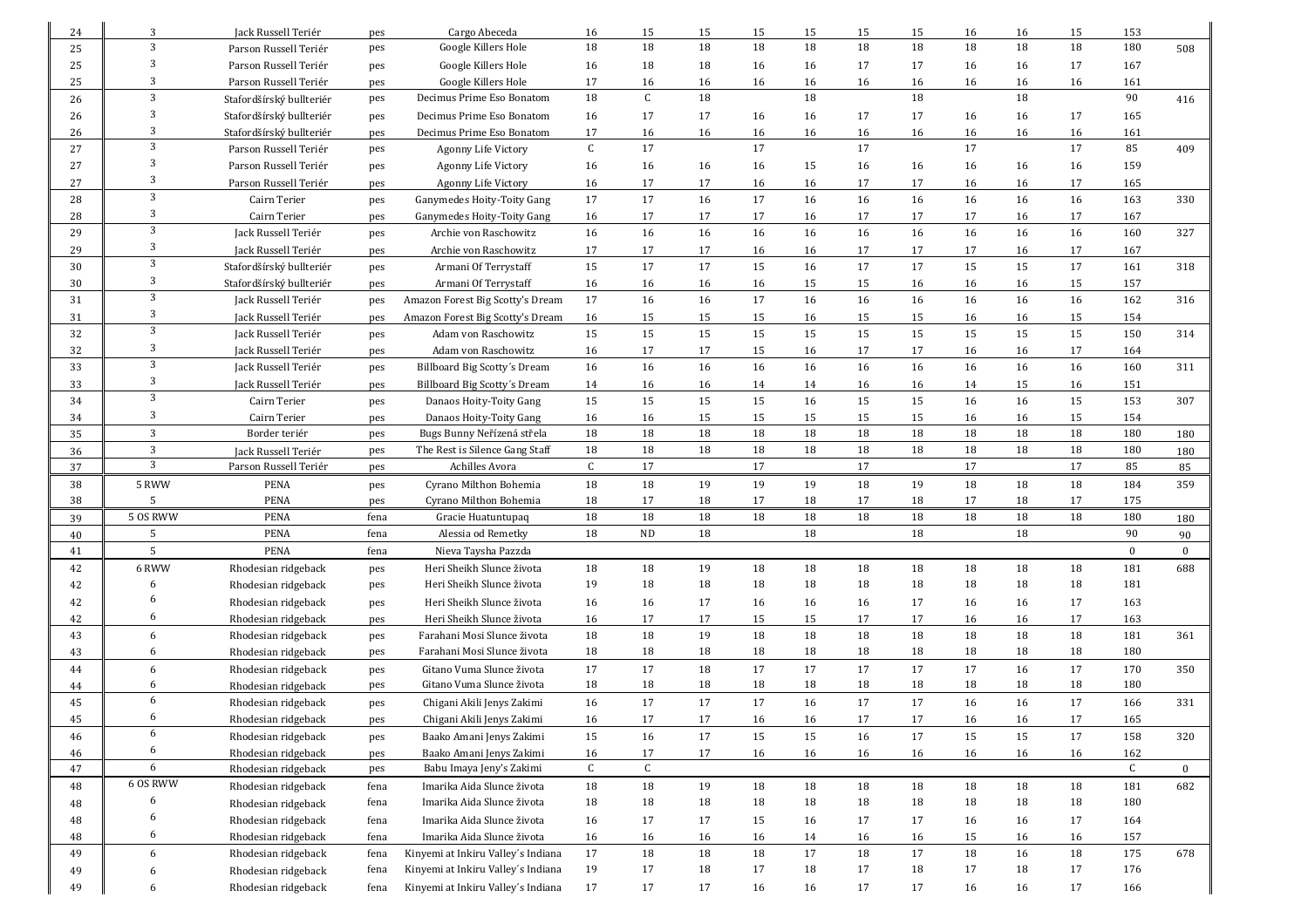| | | | | | | | | | | | | | | | | |
|---|---|---|---|---|---|---|---|---|---|---|---|---|---|---|---|---|
| 24 | 3 | Jack Russell Teriér | pes | Cargo Abeceda | 16 | 15 | 15 | 15 | 15 | 15 | 15 | 16 | 16 | 15 | 153 | |
| 25 | 3 | Parson Russell Teriér | pes | Google Killers Hole | 18 | 18 | 18 | 18 | 18 | 18 | 18 | 18 | 18 | 18 | 180 | 508 |
| 25 | 3 | Parson Russell Teriér | pes | Google Killers Hole | 16 | 18 | 18 | 16 | 16 | 17 | 17 | 16 | 16 | 17 | 167 | |
| 25 | 3 | Parson Russell Teriér | pes | Google Killers Hole | 17 | 16 | 16 | 16 | 16 | 16 | 16 | 16 | 16 | 16 | 161 | |
| 26 | 3 | Stafordšírský bullteriér | pes | Decimus Prime Eso Bonatom | 18 | C | 18 | | 18 | | 18 | | 18 | | 90 | 416 |
| 26 | 3 | Stafordšírský bullteriér | pes | Decimus Prime Eso Bonatom | 16 | 17 | 17 | 16 | 16 | 17 | 17 | 16 | 16 | 17 | 165 | |
| 26 | 3 | Stafordšírský bullteriér | pes | Decimus Prime Eso Bonatom | 17 | 16 | 16 | 16 | 16 | 16 | 16 | 16 | 16 | 16 | 161 | |
| 27 | 3 | Parson Russell Teriér | pes | Agonny Life Victory | C | 17 | | 17 | | 17 | | 17 | | 17 | 85 | 409 |
| 27 | 3 | Parson Russell Teriér | pes | Agonny Life Victory | 16 | 16 | 16 | 16 | 15 | 16 | 16 | 16 | 16 | 16 | 159 | |
| 27 | 3 | Parson Russell Teriér | pes | Agonny Life Victory | 16 | 17 | 17 | 16 | 16 | 17 | 17 | 16 | 16 | 17 | 165 | |
| 28 | 3 | Cairn Terier | pes | Ganymedes Hoity-Toity Gang | 17 | 17 | 16 | 17 | 16 | 16 | 16 | 16 | 16 | 16 | 163 | 330 |
| 28 | 3 | Cairn Terier | pes | Ganymedes Hoity-Toity Gang | 16 | 17 | 17 | 17 | 16 | 17 | 17 | 17 | 16 | 17 | 167 | |
| 29 | 3 | Jack Russell Teriér | pes | Archie von Raschowitz | 16 | 16 | 16 | 16 | 16 | 16 | 16 | 16 | 16 | 16 | 160 | 327 |
| 29 | 3 | Jack Russell Teriér | pes | Archie von Raschowitz | 17 | 17 | 17 | 16 | 16 | 17 | 17 | 17 | 16 | 17 | 167 | |
| 30 | 3 | Stafordšírský bullteriér | pes | Armani Of Terrystaff | 15 | 17 | 17 | 15 | 16 | 17 | 17 | 15 | 15 | 17 | 161 | 318 |
| 30 | 3 | Stafordšírský bullteriér | pes | Armani Of Terrystaff | 16 | 16 | 16 | 16 | 15 | 15 | 16 | 16 | 16 | 15 | 157 | |
| 31 | 3 | Jack Russell Teriér | pes | Amazon Forest Big Scotty's Dream | 17 | 16 | 16 | 17 | 16 | 16 | 16 | 16 | 16 | 16 | 162 | 316 |
| 31 | 3 | Jack Russell Teriér | pes | Amazon Forest Big Scotty's Dream | 16 | 15 | 15 | 15 | 16 | 15 | 15 | 16 | 16 | 15 | 154 | |
| 32 | 3 | Jack Russell Teriér | pes | Adam von Raschowitz | 15 | 15 | 15 | 15 | 15 | 15 | 15 | 15 | 15 | 15 | 150 | 314 |
| 32 | 3 | Jack Russell Teriér | pes | Adam von Raschowitz | 16 | 17 | 17 | 15 | 16 | 17 | 17 | 16 | 16 | 17 | 164 | |
| 33 | 3 | Jack Russell Teriér | pes | Billboard Big Scotty´s Dream | 16 | 16 | 16 | 16 | 16 | 16 | 16 | 16 | 16 | 16 | 160 | 311 |
| 33 | 3 | Jack Russell Teriér | pes | Billboard Big Scotty´s Dream | 14 | 16 | 16 | 14 | 14 | 16 | 16 | 14 | 15 | 16 | 151 | |
| 34 | 3 | Cairn Terier | pes | Danaos Hoity-Toity Gang | 15 | 15 | 15 | 15 | 16 | 15 | 15 | 16 | 16 | 15 | 153 | 307 |
| 34 | 3 | Cairn Terier | pes | Danaos Hoity-Toity Gang | 16 | 16 | 15 | 15 | 15 | 15 | 15 | 16 | 16 | 15 | 154 | |
| 35 | 3 | Border teriér | pes | Bugs Bunny Neřízená střela | 18 | 18 | 18 | 18 | 18 | 18 | 18 | 18 | 18 | 18 | 180 | 180 |
| 36 | 3 | Jack Russell Teriér | pes | The Rest is Silence Gang Staff | 18 | 18 | 18 | 18 | 18 | 18 | 18 | 18 | 18 | 18 | 180 | 180 |
| 37 | 3 | Parson Russell Teriér | pes | Achilles Avora | C | 17 | | 17 | | 17 | | 17 | | 17 | 85 | 85 |
| 38 | 5 RWW | PENA | pes | Cyrano Milthon Bohemia | 18 | 18 | 19 | 19 | 19 | 18 | 19 | 18 | 18 | 18 | 184 | 359 |
| 38 | 5 | PENA | pes | Cyrano Milthon Bohemia | 18 | 17 | 18 | 17 | 18 | 17 | 18 | 17 | 18 | 17 | 175 | |
| 39 | 5 OS RWW | PENA | fena | Gracie Huatuntupaq | 18 | 18 | 18 | 18 | 18 | 18 | 18 | 18 | 18 | 18 | 180 | 180 |
| 40 | 5 | PENA | fena | Alessia od Remetky | 18 | ND | 18 | | 18 | | 18 | | 18 | | 90 | 90 |
| 41 | 5 | PENA | fena | Nieva Taysha Pazzda | | | | | | | | | | | 0 | 0 |
| 42 | 6 RWW | Rhodesian ridgeback | pes | Heri Sheikh Slunce života | 18 | 18 | 19 | 18 | 18 | 18 | 18 | 18 | 18 | 18 | 181 | 688 |
| 42 | 6 | Rhodesian ridgeback | pes | Heri Sheikh Slunce života | 19 | 18 | 18 | 18 | 18 | 18 | 18 | 18 | 18 | 18 | 181 | |
| 42 | 6 | Rhodesian ridgeback | pes | Heri Sheikh Slunce života | 16 | 16 | 17 | 16 | 16 | 16 | 17 | 16 | 16 | 17 | 163 | |
| 42 | 6 | Rhodesian ridgeback | pes | Heri Sheikh Slunce života | 16 | 17 | 17 | 15 | 15 | 17 | 17 | 16 | 16 | 17 | 163 | |
| 43 | 6 | Rhodesian ridgeback | pes | Farahani Mosi Slunce života | 18 | 18 | 19 | 18 | 18 | 18 | 18 | 18 | 18 | 18 | 181 | 361 |
| 43 | 6 | Rhodesian ridgeback | pes | Farahani Mosi Slunce života | 18 | 18 | 18 | 18 | 18 | 18 | 18 | 18 | 18 | 18 | 180 | |
| 44 | 6 | Rhodesian ridgeback | pes | Gitano Vuma Slunce života | 17 | 17 | 18 | 17 | 17 | 17 | 17 | 17 | 16 | 17 | 170 | 350 |
| 44 | 6 | Rhodesian ridgeback | pes | Gitano Vuma Slunce života | 18 | 18 | 18 | 18 | 18 | 18 | 18 | 18 | 18 | 18 | 180 | |
| 45 | 6 | Rhodesian ridgeback | pes | Chigani Akili Jenys Zakimi | 16 | 17 | 17 | 17 | 16 | 17 | 17 | 16 | 16 | 17 | 166 | 331 |
| 45 | 6 | Rhodesian ridgeback | pes | Chigani Akili Jenys Zakimi | 16 | 17 | 17 | 16 | 16 | 17 | 17 | 16 | 16 | 17 | 165 | |
| 46 | 6 | Rhodesian ridgeback | pes | Baako Amani Jenys Zakimi | 15 | 16 | 17 | 15 | 15 | 16 | 17 | 15 | 15 | 17 | 158 | 320 |
| 46 | 6 | Rhodesian ridgeback | pes | Baako Amani Jenys Zakimi | 16 | 17 | 17 | 16 | 16 | 16 | 16 | 16 | 16 | 16 | 162 | |
| 47 | 6 | Rhodesian ridgeback | pes | Babu Imaya Jeny's Zakimi | C | C | | | | | | | | | C | 0 |
| 48 | 6 OS RWW | Rhodesian ridgeback | fena | Imarika Aida Slunce života | 18 | 18 | 19 | 18 | 18 | 18 | 18 | 18 | 18 | 18 | 181 | 682 |
| 48 | 6 | Rhodesian ridgeback | fena | Imarika Aida Slunce života | 18 | 18 | 18 | 18 | 18 | 18 | 18 | 18 | 18 | 18 | 180 | |
| 48 | 6 | Rhodesian ridgeback | fena | Imarika Aida Slunce života | 16 | 17 | 17 | 15 | 16 | 17 | 17 | 16 | 16 | 17 | 164 | |
| 48 | 6 | Rhodesian ridgeback | fena | Imarika Aida Slunce života | 16 | 16 | 16 | 16 | 14 | 16 | 16 | 15 | 16 | 16 | 157 | |
| 49 | 6 | Rhodesian ridgeback | fena | Kinyemi at Inkiru Valley´s Indiana | 17 | 18 | 18 | 18 | 17 | 18 | 17 | 18 | 16 | 18 | 175 | 678 |
| 49 | 6 | Rhodesian ridgeback | fena | Kinyemi at Inkiru Valley´s Indiana | 19 | 17 | 18 | 17 | 18 | 17 | 18 | 17 | 18 | 17 | 176 | |
| 49 | 6 | Rhodesian ridgeback | fena | Kinyemi at Inkiru Valley´s Indiana | 17 | 17 | 17 | 16 | 16 | 17 | 17 | 16 | 16 | 17 | 166 | |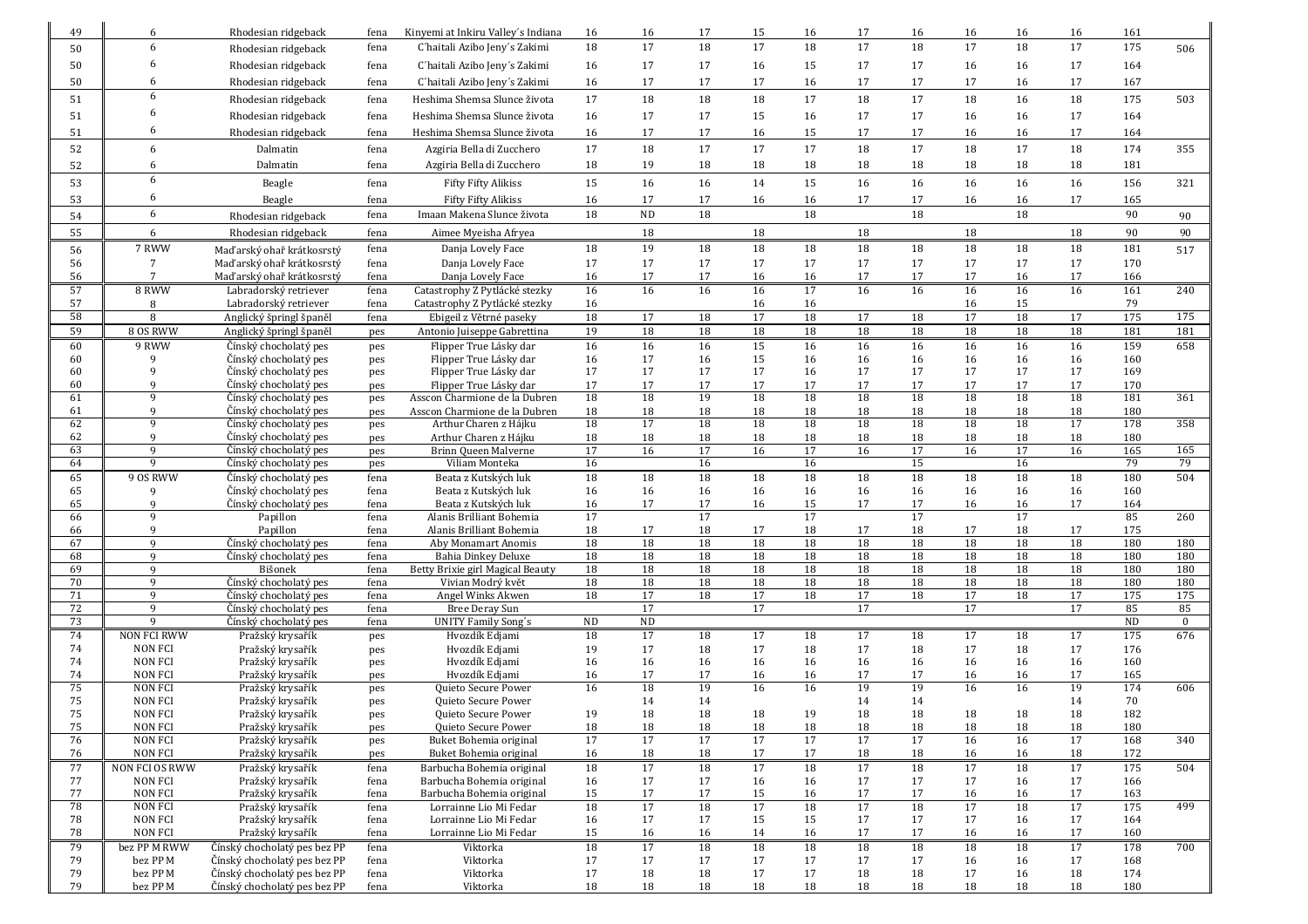| 49 | 6 | Rhodesian ridgeback | fena | Kinyemi at Inkiru Valley´s Indiana | 16 | 16 | 17 | 15 | 16 | 17 | 16 | 16 | 16 | 16 | 161 | |
|---|---|---|---|---|---|---|---|---|---|---|---|---|---|---|---|---|
| 50 | 6 | Rhodesian ridgeback | fena | C´haitali Azibo Jeny´s Zakimi | 18 | 17 | 18 | 17 | 18 | 17 | 18 | 17 | 18 | 17 | 175 | 506 |
| 50 | 6 | Rhodesian ridgeback | fena | C´haitali Azibo Jeny´s Zakimi | 16 | 17 | 17 | 16 | 15 | 17 | 17 | 16 | 16 | 17 | 164 | |
| 50 | 6 | Rhodesian ridgeback | fena | C´haitali Azibo Jeny´s Zakimi | 16 | 17 | 17 | 17 | 16 | 17 | 17 | 17 | 16 | 17 | 167 | |
| 51 | 6 | Rhodesian ridgeback | fena | Heshima Shemsa Slunce života | 17 | 18 | 18 | 18 | 17 | 18 | 17 | 18 | 16 | 18 | 175 | 503 |
| 51 | 6 | Rhodesian ridgeback | fena | Heshima Shemsa Slunce života | 16 | 17 | 17 | 15 | 16 | 17 | 17 | 16 | 16 | 17 | 164 | |
| 51 | 6 | Rhodesian ridgeback | fena | Heshima Shemsa Slunce života | 16 | 17 | 17 | 16 | 15 | 17 | 17 | 16 | 16 | 17 | 164 | |
| 52 | 6 | Dalmatin | fena | Azgiria Bella di Zucchero | 17 | 18 | 17 | 17 | 17 | 18 | 17 | 18 | 17 | 18 | 174 | 355 |
| 52 | 6 | Dalmatin | fena | Azgiria Bella di Zucchero | 18 | 19 | 18 | 18 | 18 | 18 | 18 | 18 | 18 | 18 | 181 | |
| 53 | 6 | Beagle | fena | Fifty Fifty Alikiss | 15 | 16 | 16 | 14 | 15 | 16 | 16 | 16 | 16 | 16 | 156 | 321 |
| 53 | 6 | Beagle | fena | Fifty Fifty Alikiss | 16 | 17 | 17 | 16 | 16 | 17 | 17 | 16 | 16 | 17 | 165 | |
| 54 | 6 | Rhodesian ridgeback | fena | Imaan Makena Slunce života | 18 | ND | 18 | | 18 | | 18 | | 18 | | 90 | 90 |
| 55 | 6 | Rhodesian ridgeback | fena | Aimee Myeisha Afryea | | 18 | | 18 | | 18 | | 18 | | 18 | 90 | 90 |
| 56 | 7 RWW | Maďarský ohař krátkosrstý | fena | Danja Lovely Face | 18 | 19 | 18 | 18 | 18 | 18 | 18 | 18 | 18 | 18 | 181 | 517 |
| 56 | 7 | Maďarský ohař krátkosrstý | fena | Danja Lovely Face | 17 | 17 | 17 | 17 | 17 | 17 | 17 | 17 | 17 | 17 | 170 | |
| 56 | 7 | Maďarský ohař krátkosrstý | fena | Danja Lovely Face | 16 | 17 | 17 | 16 | 16 | 17 | 17 | 17 | 16 | 17 | 166 | |
| 57 | 8 RWW | Labradorský retriever | fena | Catastrophy Z Pytlácké stezky | 16 | 16 | 16 | 16 | 17 | 16 | 16 | 16 | 16 | 16 | 161 | 240 |
| 57 | 8 | Labradorský retriever | fena | Catastrophy Z Pytlácké stezky | 16 | | | 16 | 16 | | | 16 | 15 | | 79 | |
| 58 | 8 | Anglický špringl španěl | fena | Ebigeil z Větrné paseky | 18 | 17 | 18 | 17 | 18 | 17 | 18 | 17 | 18 | 17 | 175 | 175 |
| 59 | 8 OS RWW | Anglický špringl španěl | pes | Antonio Juiseppe Gabrettina | 19 | 18 | 18 | 18 | 18 | 18 | 18 | 18 | 18 | 18 | 181 | 181 |
| 60 | 9 RWW | Čínský chocholatý pes | pes | Flipper True Lásky dar | 16 | 16 | 16 | 15 | 16 | 16 | 16 | 16 | 16 | 16 | 159 | 658 |
| 60 | 9 | Čínský chocholatý pes | pes | Flipper True Lásky dar | 16 | 17 | 16 | 15 | 16 | 16 | 16 | 16 | 16 | 16 | 160 | |
| 60 | 9 | Čínský chocholatý pes | pes | Flipper True Lásky dar | 17 | 17 | 17 | 17 | 16 | 17 | 17 | 17 | 17 | 17 | 169 | |
| 60 | 9 | Čínský chocholatý pes | pes | Flipper True Lásky dar | 17 | 17 | 17 | 17 | 17 | 17 | 17 | 17 | 17 | 17 | 170 | |
| 61 | 9 | Čínský chocholatý pes | pes | Asscon Charmione de la Dubren | 18 | 18 | 19 | 18 | 18 | 18 | 18 | 18 | 18 | 18 | 181 | 361 |
| 61 | 9 | Čínský chocholatý pes | pes | Asscon Charmione de la Dubren | 18 | 18 | 18 | 18 | 18 | 18 | 18 | 18 | 18 | 18 | 180 | |
| 62 | 9 | Čínský chocholatý pes | pes | Arthur Charen z Hájku | 18 | 17 | 18 | 18 | 18 | 18 | 18 | 18 | 18 | 17 | 178 | 358 |
| 62 | 9 | Čínský chocholatý pes | pes | Arthur Charen z Hájku | 18 | 18 | 18 | 18 | 18 | 18 | 18 | 18 | 18 | 18 | 180 | |
| 63 | 9 | Čínský chocholatý pes | pes | Brinn Queen Malverne | 17 | 16 | 17 | 16 | 17 | 16 | 17 | 16 | 17 | 16 | 165 | 165 |
| 64 | 9 | Čínský chocholatý pes | pes | Viliam Monteka | 16 | | 16 | | 16 | | 15 | | 16 | | 79 | 79 |
| 65 | 9 OS RWW | Čínský chocholatý pes | fena | Beata z Kutských luk | 18 | 18 | 18 | 18 | 18 | 18 | 18 | 18 | 18 | 18 | 180 | 504 |
| 65 | 9 | Čínský chocholatý pes | fena | Beata z Kutských luk | 16 | 16 | 16 | 16 | 16 | 16 | 16 | 16 | 16 | 16 | 160 | |
| 65 | 9 | Čínský chocholatý pes | fena | Beata z Kutských luk | 16 | 17 | 17 | 16 | 15 | 17 | 17 | 16 | 16 | 17 | 164 | |
| 66 | 9 | Papillon | fena | Alanis Brilliant Bohemia | 17 | | 17 | | 17 | | 17 | | 17 | | 85 | 260 |
| 66 | 9 | Papillon | fena | Alanis Brilliant Bohemia | 18 | 17 | 18 | 17 | 18 | 17 | 18 | 17 | 18 | 17 | 175 | |
| 67 | 9 | Čínský chocholatý pes | fena | Aby Monamart Anomis | 18 | 18 | 18 | 18 | 18 | 18 | 18 | 18 | 18 | 18 | 180 | 180 |
| 68 | 9 | Čínský chocholatý pes | fena | Bahia Dinkey Deluxe | 18 | 18 | 18 | 18 | 18 | 18 | 18 | 18 | 18 | 18 | 180 | 180 |
| 69 | 9 | Bišonek | fena | Betty Brixie girl Magical Beauty | 18 | 18 | 18 | 18 | 18 | 18 | 18 | 18 | 18 | 18 | 180 | 180 |
| 70 | 9 | Čínský chocholatý pes | fena | Vivian Modrý květ | 18 | 18 | 18 | 18 | 18 | 18 | 18 | 18 | 18 | 18 | 180 | 180 |
| 71 | 9 | Čínský chocholatý pes | fena | Angel Winks Akwen | 18 | 17 | 18 | 17 | 18 | 17 | 18 | 17 | 18 | 17 | 175 | 175 |
| 72 | 9 | Čínský chocholatý pes | fena | Bree Deray Sun | | 17 | | 17 | | 17 | | 17 | | 17 | 85 | 85 |
| 73 | 9 | Čínský chocholatý pes | fena | UNITY Family Song´s | ND | ND | | | | | | | | | ND | 0 |
| 74 | NON FCI RWW | Pražský krysařík | pes | Hvozdík Edjami | 18 | 17 | 18 | 17 | 18 | 17 | 18 | 17 | 18 | 17 | 175 | 676 |
| 74 | NON FCI | Pražský krysařík | pes | Hvozdík Edjami | 19 | 17 | 18 | 17 | 18 | 17 | 18 | 17 | 18 | 17 | 176 | |
| 74 | NON FCI | Pražský krysařík | pes | Hvozdík Edjami | 16 | 16 | 16 | 16 | 16 | 16 | 16 | 16 | 16 | 16 | 160 | |
| 74 | NON FCI | Pražský krysařík | pes | Hvozdík Edjami | 16 | 17 | 17 | 16 | 16 | 17 | 17 | 16 | 16 | 17 | 165 | |
| 75 | NON FCI | Pražský krysařík | pes | Quieto Secure Power | 16 | 18 | 19 | 16 | 16 | 19 | 19 | 16 | 16 | 19 | 174 | 606 |
| 75 | NON FCI | Pražský krysařík | pes | Quieto Secure Power | | 14 | 14 | | | 14 | 14 | | | 14 | 70 | |
| 75 | NON FCI | Pražský krysařík | pes | Quieto Secure Power | 19 | 18 | 18 | 18 | 19 | 18 | 18 | 18 | 18 | 18 | 182 | |
| 75 | NON FCI | Pražský krysařík | pes | Quieto Secure Power | 18 | 18 | 18 | 18 | 18 | 18 | 18 | 18 | 18 | 18 | 180 | |
| 76 | NON FCI | Pražský krysařík | pes | Buket Bohemia original | 17 | 17 | 17 | 17 | 17 | 17 | 17 | 16 | 16 | 17 | 168 | 340 |
| 76 | NON FCI | Pražský krysařík | pes | Buket Bohemia original | 16 | 18 | 18 | 17 | 17 | 18 | 18 | 16 | 16 | 18 | 172 | |
| 77 | NON FCI OS RWW | Pražský krysařík | fena | Barbucha Bohemia original | 18 | 17 | 18 | 17 | 18 | 17 | 18 | 17 | 18 | 17 | 175 | 504 |
| 77 | NON FCI | Pražský krysařík | fena | Barbucha Bohemia original | 16 | 17 | 17 | 16 | 16 | 17 | 17 | 17 | 16 | 17 | 166 | |
| 77 | NON FCI | Pražský krysařík | fena | Barbucha Bohemia original | 15 | 17 | 17 | 15 | 16 | 17 | 17 | 16 | 16 | 17 | 163 | |
| 78 | NON FCI | Pražský krysařík | fena | Lorrainne Lio Mi Fedar | 18 | 17 | 18 | 17 | 18 | 17 | 18 | 17 | 18 | 17 | 175 | 499 |
| 78 | NON FCI | Pražský krysařík | fena | Lorrainne Lio Mi Fedar | 16 | 17 | 17 | 15 | 15 | 17 | 17 | 17 | 16 | 17 | 164 | |
| 78 | NON FCI | Pražský krysařík | fena | Lorrainne Lio Mi Fedar | 15 | 16 | 16 | 14 | 16 | 17 | 17 | 16 | 16 | 17 | 160 | |
| 79 | bez PP M RWW | Čínský chocholatý pes bez PP | fena | Viktorka | 18 | 17 | 18 | 18 | 18 | 18 | 18 | 18 | 18 | 17 | 178 | 700 |
| 79 | bez PP M | Čínský chocholatý pes bez PP | fena | Viktorka | 17 | 17 | 17 | 17 | 17 | 17 | 17 | 16 | 16 | 17 | 168 | |
| 79 | bez PP M | Čínský chocholatý pes bez PP | fena | Viktorka | 17 | 18 | 18 | 17 | 17 | 18 | 18 | 17 | 16 | 18 | 174 | |
| 79 | bez PP M | Čínský chocholatý pes bez PP | fena | Viktorka | 18 | 18 | 18 | 18 | 18 | 18 | 18 | 18 | 18 | 18 | 180 | |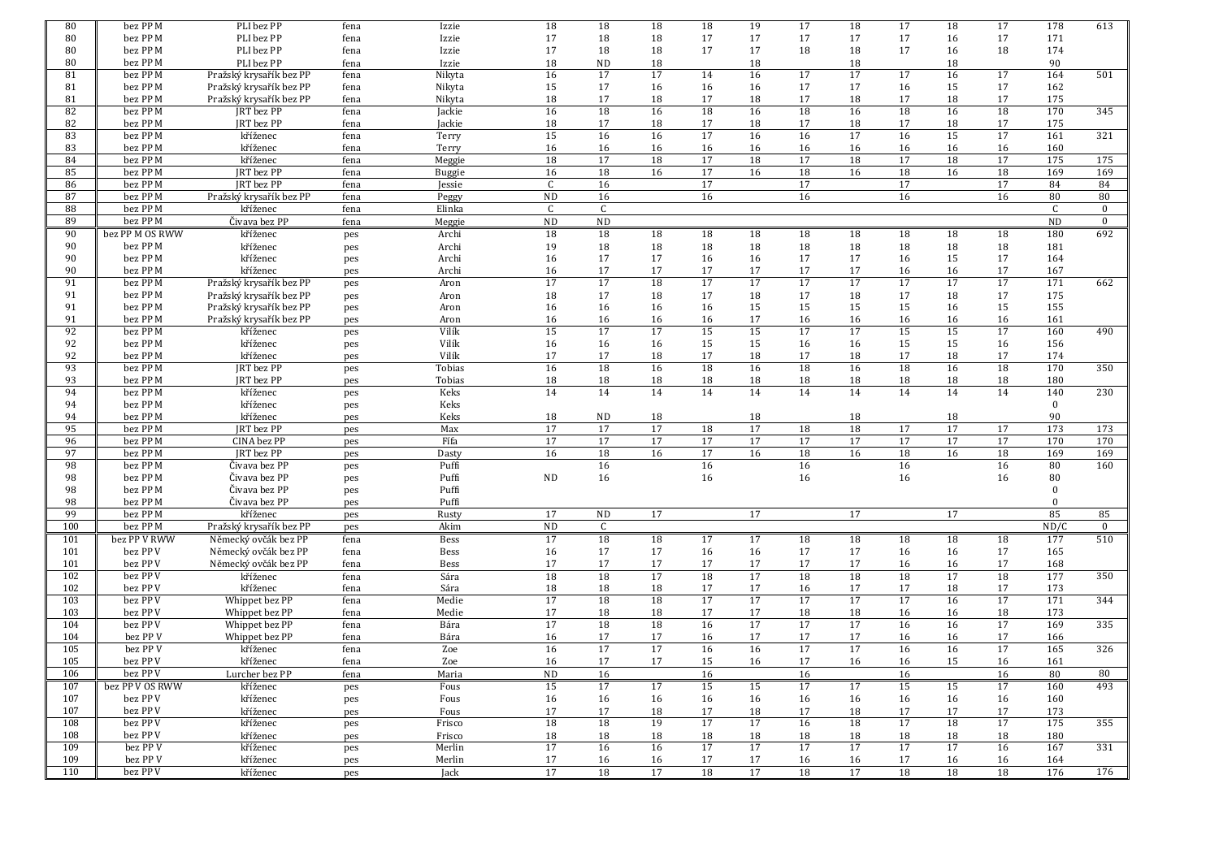| | | | | | | | | | | | | | | | |
|---|---|---|---|---|---|---|---|---|---|---|---|---|---|---|---|
| 80 | bez PP M | PLI bez PP | fena | Izzie | 18 | 18 | 18 | 18 | 19 | 17 | 18 | 17 | 18 | 17 | 178 | 613 |
| 80 | bez PP M | PLI bez PP | fena | Izzie | 17 | 18 | 18 | 17 | 17 | 17 | 17 | 17 | 16 | 17 | 171 | |
| 80 | bez PP M | PLI bez PP | fena | Izzie | 17 | 18 | 18 | 17 | 17 | 18 | 18 | 17 | 16 | 18 | 174 | |
| 80 | bez PP M | PLI bez PP | fena | Izzie | 18 | ND | 18 | | 18 | | 18 | | 18 | | 90 | |
| 81 | bez PP M | Pražský krysařík bez PP | fena | Nikyta | 16 | 17 | 17 | 14 | 16 | 17 | 17 | 17 | 16 | 17 | 164 | 501 |
| 81 | bez PP M | Pražský krysařík bez PP | fena | Nikyta | 15 | 17 | 16 | 16 | 16 | 17 | 17 | 16 | 15 | 17 | 162 | |
| 81 | bez PP M | Pražský krysařík bez PP | fena | Nikyta | 18 | 17 | 18 | 17 | 18 | 17 | 18 | 17 | 18 | 17 | 175 | |
| 82 | bez PP M | JRT bez PP | fena | Jackie | 16 | 18 | 16 | 18 | 16 | 18 | 16 | 18 | 16 | 18 | 170 | 345 |
| 82 | bez PP M | JRT bez PP | fena | Jackie | 18 | 17 | 18 | 17 | 18 | 17 | 18 | 17 | 18 | 17 | 175 | |
| 83 | bez PP M | kříženec | fena | Terry | 15 | 16 | 16 | 17 | 16 | 16 | 17 | 16 | 15 | 17 | 161 | 321 |
| 83 | bez PP M | kříženec | fena | Terry | 16 | 16 | 16 | 16 | 16 | 16 | 16 | 16 | 16 | 16 | 160 | |
| 84 | bez PP M | kříženec | fena | Meggie | 18 | 17 | 18 | 17 | 18 | 17 | 18 | 17 | 18 | 17 | 175 | 175 |
| 85 | bez PP M | JRT bez PP | fena | Buggie | 16 | 18 | 16 | 17 | 16 | 18 | 16 | 18 | 16 | 18 | 169 | 169 |
| 86 | bez PP M | JRT bez PP | fena | Jessie | C | 16 | | 17 | | 17 | | 17 | | 17 | 84 | 84 |
| 87 | bez PP M | Pražský krysařík bez PP | fena | Peggy | ND | 16 | | 16 | | 16 | | 16 | | 16 | 80 | 80 |
| 88 | bez PP M | kříženec | fena | Elinka | C | C | | | | | | | | | C | 0 |
| 89 | bez PP M | Čivava bez PP | fena | Meggie | ND | ND | | | | | | | | | ND | 0 |
| 90 | bez PP M OS RWW | kříženec | pes | Archi | 18 | 18 | 18 | 18 | 18 | 18 | 18 | 18 | 18 | 18 | 180 | 692 |
| 90 | bez PP M | kříženec | pes | Archi | 19 | 18 | 18 | 18 | 18 | 18 | 18 | 18 | 18 | 18 | 181 | |
| 90 | bez PP M | kříženec | pes | Archi | 16 | 17 | 17 | 16 | 16 | 17 | 17 | 16 | 15 | 17 | 164 | |
| 90 | bez PP M | kříženec | pes | Archi | 16 | 17 | 17 | 17 | 17 | 17 | 17 | 16 | 16 | 17 | 167 | |
| 91 | bez PP M | Pražský krysařík bez PP | pes | Aron | 17 | 17 | 18 | 17 | 17 | 17 | 17 | 17 | 17 | 17 | 171 | 662 |
| 91 | bez PP M | Pražský krysařík bez PP | pes | Aron | 18 | 17 | 18 | 17 | 18 | 17 | 18 | 17 | 18 | 17 | 175 | |
| 91 | bez PP M | Pražský krysařík bez PP | pes | Aron | 16 | 16 | 16 | 16 | 15 | 15 | 15 | 15 | 16 | 15 | 155 | |
| 91 | bez PP M | Pražský krysařík bez PP | pes | Aron | 16 | 16 | 16 | 16 | 17 | 16 | 16 | 16 | 16 | 16 | 161 | |
| 92 | bez PP M | kříženec | pes | Vilík | 15 | 17 | 17 | 15 | 15 | 17 | 17 | 15 | 15 | 17 | 160 | 490 |
| 92 | bez PP M | kříženec | pes | Vilík | 16 | 16 | 16 | 15 | 15 | 16 | 16 | 15 | 15 | 16 | 156 | |
| 92 | bez PP M | kříženec | pes | Vilík | 17 | 17 | 18 | 17 | 18 | 17 | 18 | 17 | 18 | 17 | 174 | |
| 93 | bez PP M | JRT bez PP | pes | Tobias | 16 | 18 | 16 | 18 | 16 | 18 | 16 | 18 | 16 | 18 | 170 | 350 |
| 93 | bez PP M | JRT bez PP | pes | Tobias | 18 | 18 | 18 | 18 | 18 | 18 | 18 | 18 | 18 | 18 | 180 | |
| 94 | bez PP M | kříženec | pes | Keks | 14 | 14 | 14 | 14 | 14 | 14 | 14 | 14 | 14 | 14 | 140 | 230 |
| 94 | bez PP M | kříženec | pes | Keks | | | | | | | | | | | 0 | |
| 94 | bez PP M | kříženec | pes | Keks | 18 | ND | 18 | | 18 | | 18 | | 18 | | 90 | |
| 95 | bez PP M | JRT bez PP | pes | Max | 17 | 17 | 17 | 18 | 17 | 18 | 18 | 17 | 17 | 17 | 173 | 173 |
| 96 | bez PP M | CINA bez PP | pes | Fífa | 17 | 17 | 17 | 17 | 17 | 17 | 17 | 17 | 17 | 17 | 170 | 170 |
| 97 | bez PP M | JRT bez PP | pes | Dasty | 16 | 18 | 16 | 17 | 16 | 18 | 16 | 18 | 16 | 18 | 169 | 169 |
| 98 | bez PP M | Čivava bez PP | pes | Puffi | | 16 | | 16 | | 16 | | 16 | | 16 | 80 | 160 |
| 98 | bez PP M | Čivava bez PP | pes | Puffi | ND | 16 | | 16 | | 16 | | 16 | | 16 | 80 | |
| 98 | bez PP M | Čivava bez PP | pes | Puffi | | | | | | | | | | | 0 | |
| 98 | bez PP M | Čivava bez PP | pes | Puffi | | | | | | | | | | | 0 | |
| 99 | bez PP M | kříženec | pes | Rusty | 17 | ND | 17 | | 17 | | 17 | | 17 | | 85 | 85 |
| 100 | bez PP M | Pražský krysařík bez PP | pes | Akim | ND | C | | | | | | | | | ND/C | 0 |
| 101 | bez PP V RWW | Německý ovčák bez PP | fena | Bess | 17 | 18 | 18 | 17 | 17 | 18 | 18 | 18 | 18 | 18 | 177 | 510 |
| 101 | bez PP V | Německý ovčák bez PP | fena | Bess | 16 | 17 | 17 | 16 | 16 | 17 | 17 | 16 | 16 | 17 | 165 | |
| 101 | bez PP V | Německý ovčák bez PP | fena | Bess | 17 | 17 | 17 | 17 | 17 | 17 | 17 | 16 | 16 | 17 | 168 | |
| 102 | bez PP V | kříženec | fena | Sára | 18 | 18 | 17 | 18 | 17 | 18 | 18 | 18 | 17 | 18 | 177 | 350 |
| 102 | bez PP V | kříženec | fena | Sára | 18 | 18 | 18 | 17 | 17 | 16 | 17 | 17 | 18 | 17 | 173 | |
| 103 | bez PP V | Whippet bez PP | fena | Medie | 17 | 18 | 18 | 17 | 17 | 17 | 17 | 17 | 16 | 17 | 171 | 344 |
| 103 | bez PP V | Whippet bez PP | fena | Medie | 17 | 18 | 17 | 17 | 17 | 18 | 18 | 16 | 17 | 18 | 173 | |
| 104 | bez PP V | Whippet bez PP | fena | Bára | 17 | 18 | 18 | 16 | 17 | 17 | 17 | 16 | 16 | 17 | 169 | 335 |
| 104 | bez PP V | Whippet bez PP | fena | Bára | 16 | 17 | 17 | 16 | 17 | 17 | 17 | 16 | 16 | 17 | 166 | |
| 105 | bez PP V | kříženec | fena | Zoe | 16 | 17 | 17 | 16 | 16 | 17 | 17 | 16 | 16 | 17 | 165 | 326 |
| 105 | bez PP V | kříženec | fena | Zoe | 16 | 17 | 17 | 15 | 16 | 17 | 16 | 16 | 15 | 16 | 161 | |
| 106 | bez PP V | Lurcher bez PP | fena | Maria | ND | 16 | | 16 | | 16 | | 16 | | 16 | 80 | 80 |
| 107 | bez PP V OS RWW | kříženec | pes | Fous | 15 | 17 | 17 | 15 | 15 | 17 | 17 | 15 | 15 | 17 | 160 | 493 |
| 107 | bez PP V | kříženec | pes | Fous | 16 | 16 | 16 | 16 | 16 | 16 | 16 | 16 | 16 | 16 | 160 | |
| 107 | bez PP V | kříženec | pes | Fous | 17 | 17 | 18 | 17 | 18 | 17 | 18 | 17 | 17 | 17 | 173 | |
| 108 | bez PP V | kříženec | pes | Frisco | 18 | 18 | 19 | 17 | 17 | 16 | 18 | 17 | 18 | 17 | 175 | 355 |
| 108 | bez PP V | kříženec | pes | Frisco | 18 | 18 | 18 | 18 | 18 | 18 | 18 | 18 | 18 | 18 | 180 | |
| 109 | bez PP V | kříženec | pes | Merlin | 17 | 16 | 16 | 17 | 17 | 17 | 17 | 17 | 17 | 16 | 167 | 331 |
| 109 | bez PP V | kříženec | pes | Merlin | 17 | 16 | 16 | 17 | 17 | 16 | 16 | 17 | 16 | 16 | 164 | |
| 110 | bez PP V | kříženec | pes | Jack | 17 | 18 | 17 | 18 | 17 | 18 | 17 | 18 | 18 | 18 | 176 | 176 |